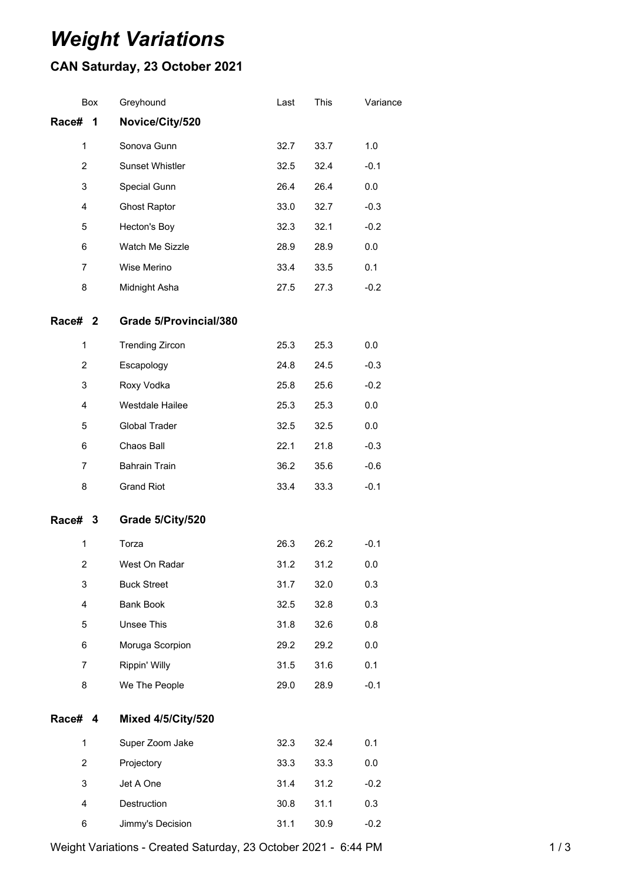# *Weight Variations*

## CAN Saturday, 23 October 2021

| Box | Greyhound | Last | This | Variance |
|---|---|---|---|---|
| **Race# 1** | **Novice/City/520** | | | |
| 1 | Sonova Gunn | 32.7 | 33.7 | 1.0 |
| 2 | Sunset Whistler | 32.5 | 32.4 | -0.1 |
| 3 | Special Gunn | 26.4 | 26.4 | 0.0 |
| 4 | Ghost Raptor | 33.0 | 32.7 | -0.3 |
| 5 | Hecton's Boy | 32.3 | 32.1 | -0.2 |
| 6 | Watch Me Sizzle | 28.9 | 28.9 | 0.0 |
| 7 | Wise Merino | 33.4 | 33.5 | 0.1 |
| 8 | Midnight Asha | 27.5 | 27.3 | -0.2 |
| **Race# 2** | **Grade 5/Provincial/380** | | | |
| 1 | Trending Zircon | 25.3 | 25.3 | 0.0 |
| 2 | Escapology | 24.8 | 24.5 | -0.3 |
| 3 | Roxy Vodka | 25.8 | 25.6 | -0.2 |
| 4 | Westdale Hailee | 25.3 | 25.3 | 0.0 |
| 5 | Global Trader | 32.5 | 32.5 | 0.0 |
| 6 | Chaos Ball | 22.1 | 21.8 | -0.3 |
| 7 | Bahrain Train | 36.2 | 35.6 | -0.6 |
| 8 | Grand Riot | 33.4 | 33.3 | -0.1 |
| **Race# 3** | **Grade 5/City/520** | | | |
| 1 | Torza | 26.3 | 26.2 | -0.1 |
| 2 | West On Radar | 31.2 | 31.2 | 0.0 |
| 3 | Buck Street | 31.7 | 32.0 | 0.3 |
| 4 | Bank Book | 32.5 | 32.8 | 0.3 |
| 5 | Unsee This | 31.8 | 32.6 | 0.8 |
| 6 | Moruga Scorpion | 29.2 | 29.2 | 0.0 |
| 7 | Rippin' Willy | 31.5 | 31.6 | 0.1 |
| 8 | We The People | 29.0 | 28.9 | -0.1 |
| **Race# 4** | **Mixed 4/5/City/520** | | | |
| 1 | Super Zoom Jake | 32.3 | 32.4 | 0.1 |
| 2 | Projectory | 33.3 | 33.3 | 0.0 |
| 3 | Jet A One | 31.4 | 31.2 | -0.2 |
| 4 | Destruction | 30.8 | 31.1 | 0.3 |
| 6 | Jimmy's Decision | 31.1 | 30.9 | -0.2 |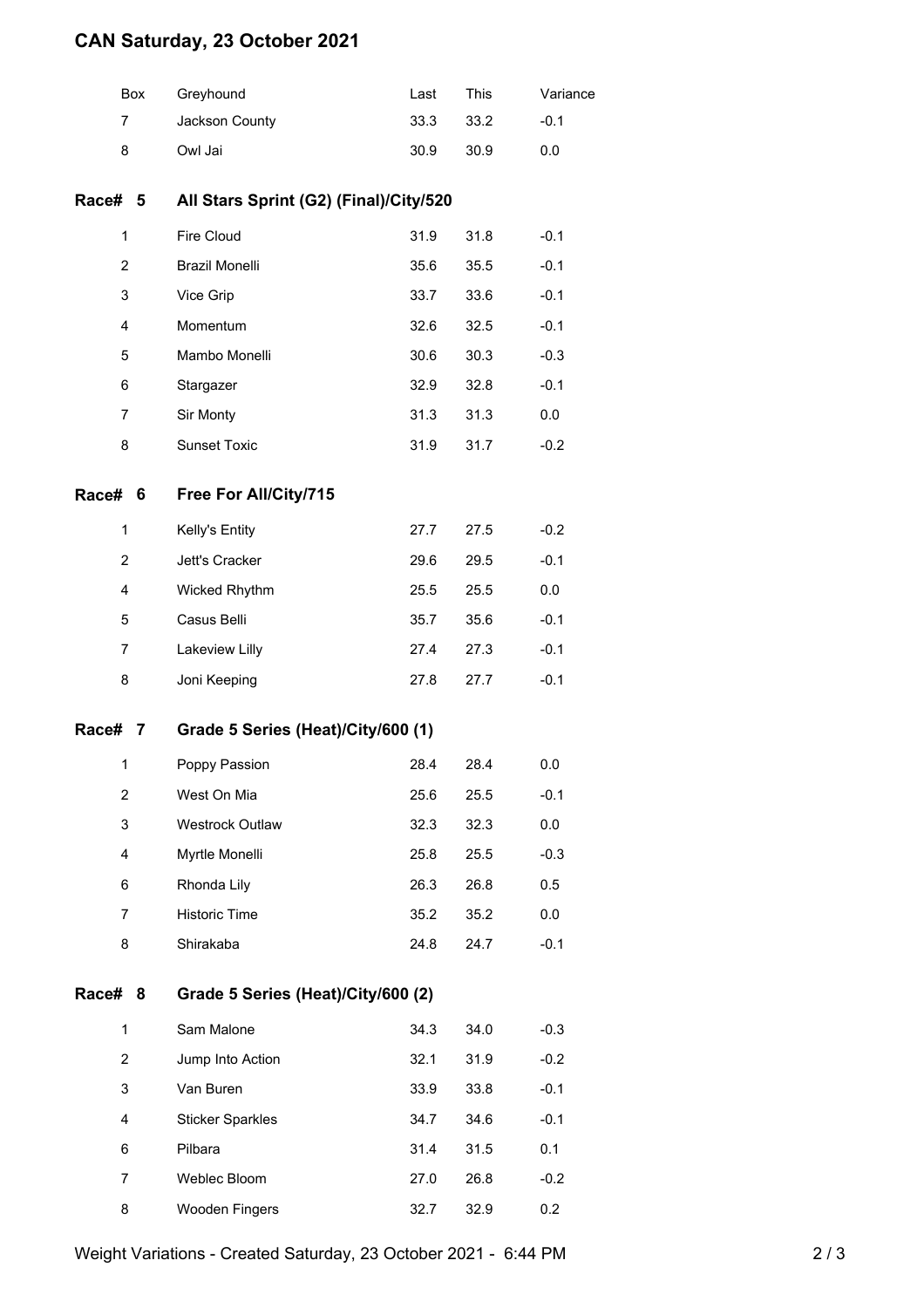# CAN Saturday, 23 October 2021

| Box | Greyhound | Last | This | Variance |
|---|---|---|---|---|
| 7 | Jackson County | 33.3 | 33.2 | -0.1 |
| 8 | Owl Jai | 30.9 | 30.9 | 0.0 |

## Race# 5 All Stars Sprint (G2) (Final)/City/520

| Box | Greyhound | Last | This | Variance |
|---|---|---|---|---|
| 1 | Fire Cloud | 31.9 | 31.8 | -0.1 |
| 2 | Brazil Monelli | 35.6 | 35.5 | -0.1 |
| 3 | Vice Grip | 33.7 | 33.6 | -0.1 |
| 4 | Momentum | 32.6 | 32.5 | -0.1 |
| 5 | Mambo Monelli | 30.6 | 30.3 | -0.3 |
| 6 | Stargazer | 32.9 | 32.8 | -0.1 |
| 7 | Sir Monty | 31.3 | 31.3 | 0.0 |
| 8 | Sunset Toxic | 31.9 | 31.7 | -0.2 |

## Race# 6 Free For All/City/715

| Box | Greyhound | Last | This | Variance |
|---|---|---|---|---|
| 1 | Kelly's Entity | 27.7 | 27.5 | -0.2 |
| 2 | Jett's Cracker | 29.6 | 29.5 | -0.1 |
| 4 | Wicked Rhythm | 25.5 | 25.5 | 0.0 |
| 5 | Casus Belli | 35.7 | 35.6 | -0.1 |
| 7 | Lakeview Lilly | 27.4 | 27.3 | -0.1 |
| 8 | Joni Keeping | 27.8 | 27.7 | -0.1 |

## Race# 7 Grade 5 Series (Heat)/City/600 (1)

| Box | Greyhound | Last | This | Variance |
|---|---|---|---|---|
| 1 | Poppy Passion | 28.4 | 28.4 | 0.0 |
| 2 | West On Mia | 25.6 | 25.5 | -0.1 |
| 3 | Westrock Outlaw | 32.3 | 32.3 | 0.0 |
| 4 | Myrtle Monelli | 25.8 | 25.5 | -0.3 |
| 6 | Rhonda Lily | 26.3 | 26.8 | 0.5 |
| 7 | Historic Time | 35.2 | 35.2 | 0.0 |
| 8 | Shirakaba | 24.8 | 24.7 | -0.1 |

## Race# 8 Grade 5 Series (Heat)/City/600 (2)

| Box | Greyhound | Last | This | Variance |
|---|---|---|---|---|
| 1 | Sam Malone | 34.3 | 34.0 | -0.3 |
| 2 | Jump Into Action | 32.1 | 31.9 | -0.2 |
| 3 | Van Buren | 33.9 | 33.8 | -0.1 |
| 4 | Sticker Sparkles | 34.7 | 34.6 | -0.1 |
| 6 | Pilbara | 31.4 | 31.5 | 0.1 |
| 7 | Weblec Bloom | 27.0 | 26.8 | -0.2 |
| 8 | Wooden Fingers | 32.7 | 32.9 | 0.2 |

Weight Variations - Created Saturday, 23 October 2021 - 6:44 PM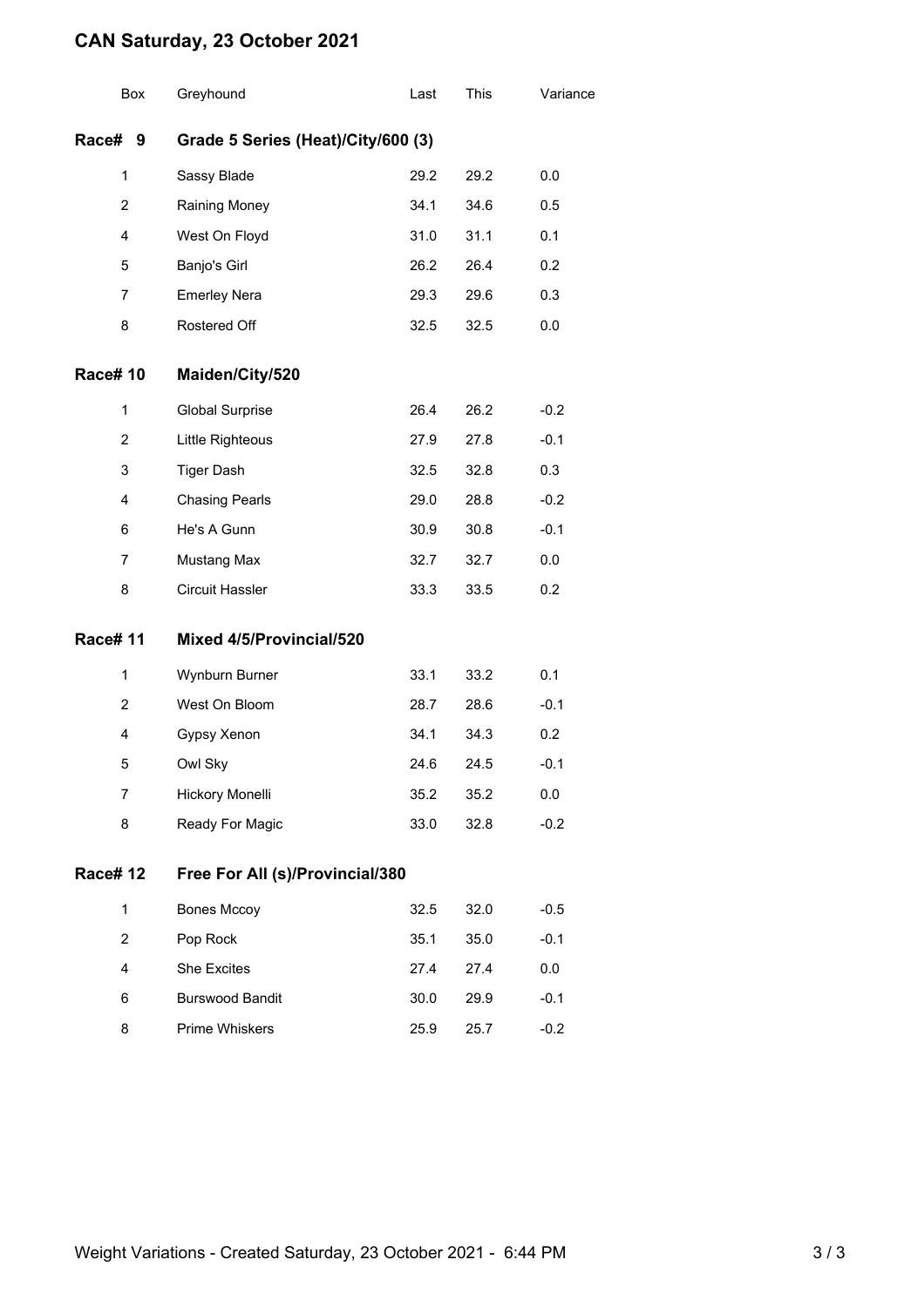# CAN Saturday, 23 October 2021

| Box | Greyhound | Last | This | Variance |
|---|---|---|---|---|
| **Race# 9** | **Grade 5 Series (Heat)/City/600 (3)** | | | |
| 1 | Sassy Blade | 29.2 | 29.2 | 0.0 |
| 2 | Raining Money | 34.1 | 34.6 | 0.5 |
| 4 | West On Floyd | 31.0 | 31.1 | 0.1 |
| 5 | Banjo's Girl | 26.2 | 26.4 | 0.2 |
| 7 | Emerley Nera | 29.3 | 29.6 | 0.3 |
| 8 | Rostered Off | 32.5 | 32.5 | 0.0 |
| **Race# 10** | **Maiden/City/520** | | | |
| 1 | Global Surprise | 26.4 | 26.2 | -0.2 |
| 2 | Little Righteous | 27.9 | 27.8 | -0.1 |
| 3 | Tiger Dash | 32.5 | 32.8 | 0.3 |
| 4 | Chasing Pearls | 29.0 | 28.8 | -0.2 |
| 6 | He's A Gunn | 30.9 | 30.8 | -0.1 |
| 7 | Mustang Max | 32.7 | 32.7 | 0.0 |
| 8 | Circuit Hassler | 33.3 | 33.5 | 0.2 |
| **Race# 11** | **Mixed 4/5/Provincial/520** | | | |
| 1 | Wynburn Burner | 33.1 | 33.2 | 0.1 |
| 2 | West On Bloom | 28.7 | 28.6 | -0.1 |
| 4 | Gypsy Xenon | 34.1 | 34.3 | 0.2 |
| 5 | Owl Sky | 24.6 | 24.5 | -0.1 |
| 7 | Hickory Monelli | 35.2 | 35.2 | 0.0 |
| 8 | Ready For Magic | 33.0 | 32.8 | -0.2 |
| **Race# 12** | **Free For All (s)/Provincial/380** | | | |
| 1 | Bones Mccoy | 32.5 | 32.0 | -0.5 |
| 2 | Pop Rock | 35.1 | 35.0 | -0.1 |
| 4 | She Excites | 27.4 | 27.4 | 0.0 |
| 6 | Burswood Bandit | 30.0 | 29.9 | -0.1 |
| 8 | Prime Whiskers | 25.9 | 25.7 | -0.2 |

Weight Variations - Created Saturday, 23 October 2021 - 6:44 PM